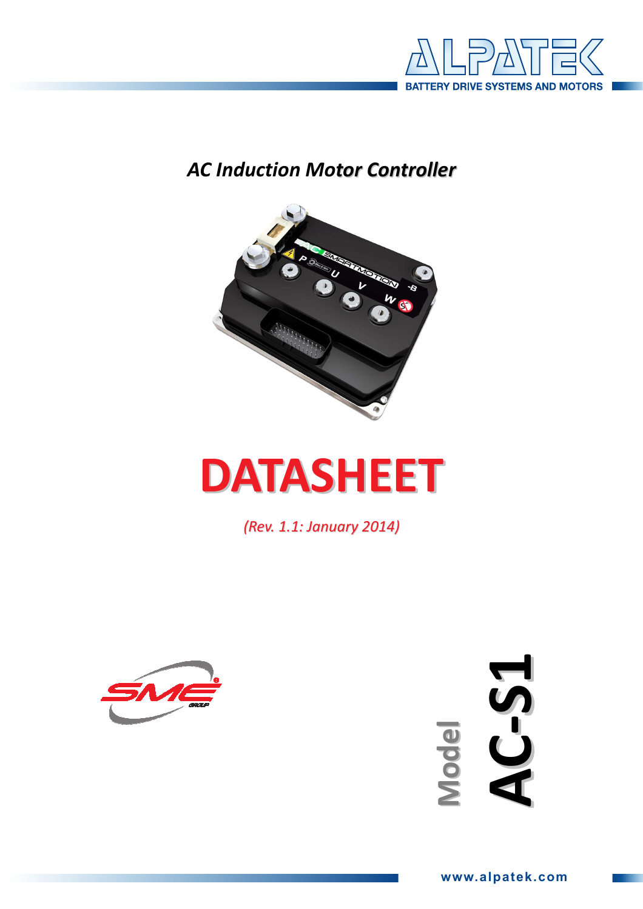ALPATEK

BATTERY DRIVE SYSTEMS AND MOTORS

*AC Induction Motor Controller*

# DATASHEET

*(Rev. 1.1: January 2014)*

Model **AC-S1**

www.alpatek.com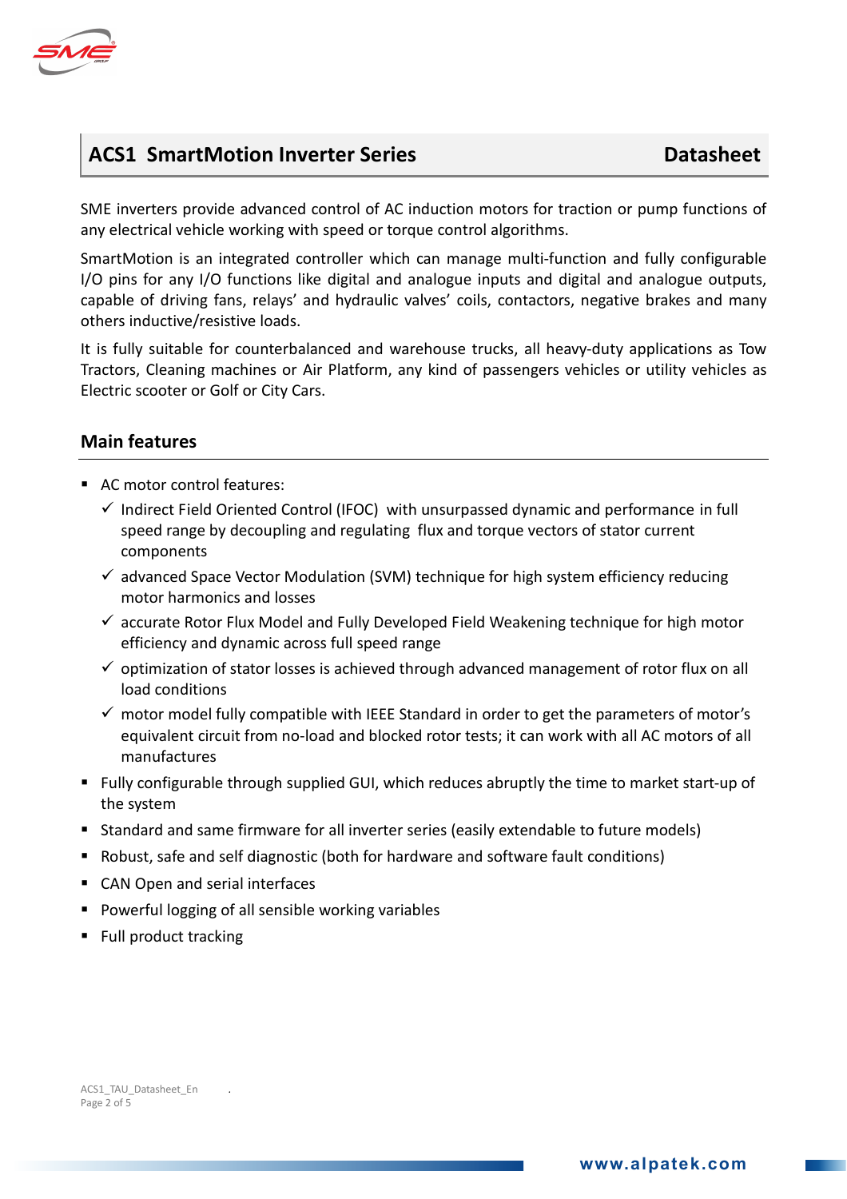## ACS1 SmartMotion Inverter Series — Datasheet

SME inverters provide advanced control of AC induction motors for traction or pump functions of any electrical vehicle working with speed or torque control algorithms.

SmartMotion is an integrated controller which can manage multi-function and fully configurable I/O pins for any I/O functions like digital and analogue inputs and digital and analogue outputs, capable of driving fans, relays' and hydraulic valves' coils, contactors, negative brakes and many others inductive/resistive loads.

It is fully suitable for counterbalanced and warehouse trucks, all heavy-duty applications as Tow Tractors, Cleaning machines or Air Platform, any kind of passengers vehicles or utility vehicles as Electric scooter or Golf or City Cars.

### Main features

- AC motor control features:
  - ✓ Indirect Field Oriented Control (IFOC) with unsurpassed dynamic and performance in full speed range by decoupling and regulating flux and torque vectors of stator current components
  - ✓ advanced Space Vector Modulation (SVM) technique for high system efficiency reducing motor harmonics and losses
  - ✓ accurate Rotor Flux Model and Fully Developed Field Weakening technique for high motor efficiency and dynamic across full speed range
  - ✓ optimization of stator losses is achieved through advanced management of rotor flux on all load conditions
  - ✓ motor model fully compatible with IEEE Standard in order to get the parameters of motor's equivalent circuit from no-load and blocked rotor tests; it can work with all AC motors of all manufactures
- Fully configurable through supplied GUI, which reduces abruptly the time to market start-up of the system
- Standard and same firmware for all inverter series (easily extendable to future models)
- Robust, safe and self diagnostic (both for hardware and software fault conditions)
- CAN Open and serial interfaces
- Powerful logging of all sensible working variables
- Full product tracking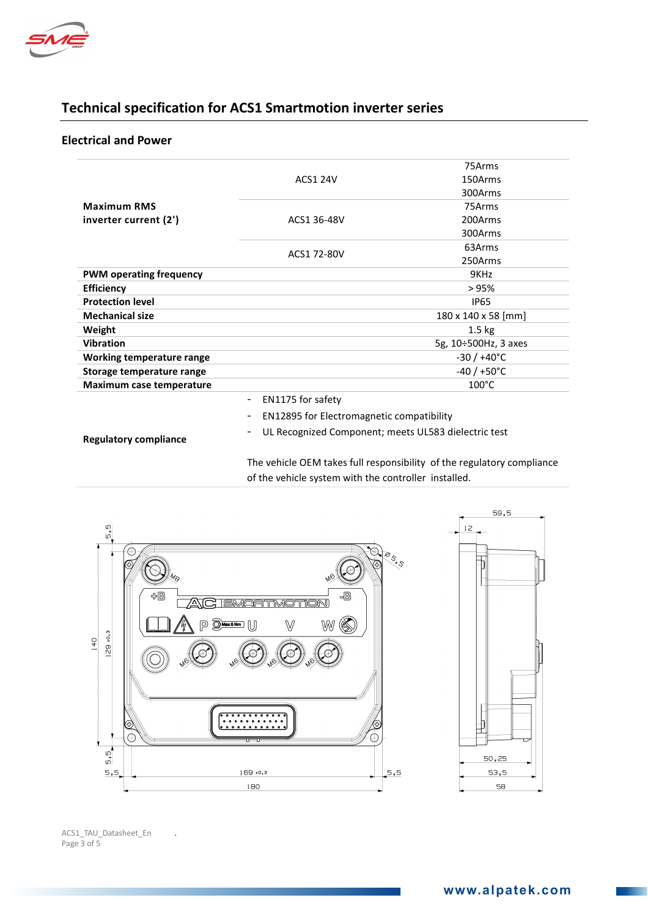## Technical specification for ACS1 Smartmotion inverter series

### Electrical and Power

| | | |
|---|---|---|
| **Maximum RMS inverter current (2')** | ACS1 24V | 75Arms<br>150Arms<br>300Arms |
| | ACS1 36-48V | 75Arms<br>200Arms<br>300Arms |
| | ACS1 72-80V | 63Arms<br>250Arms |
| **PWM operating frequency** | | 9KHz |
| **Efficiency** | | > 95% |
| **Protection level** | | IP65 |
| **Mechanical size** | | 180 x 140 x 58 [mm] |
| **Weight** | | 1.5 kg |
| **Vibration** | | 5g, 10÷500Hz, 3 axes |
| **Working temperature range** | | -30 / +40°C |
| **Storage temperature range** | | -40 / +50°C |
| **Maximum case temperature** | | 100°C |
| **Regulatory compliance** | - EN1175 for safety<br>- EN12895 for Electromagnetic compatibility<br>- UL Recognized Component; meets UL583 dielectric test<br><br>The vehicle OEM takes full responsibility of the regulatory compliance of the vehicle system with the controller installed. | |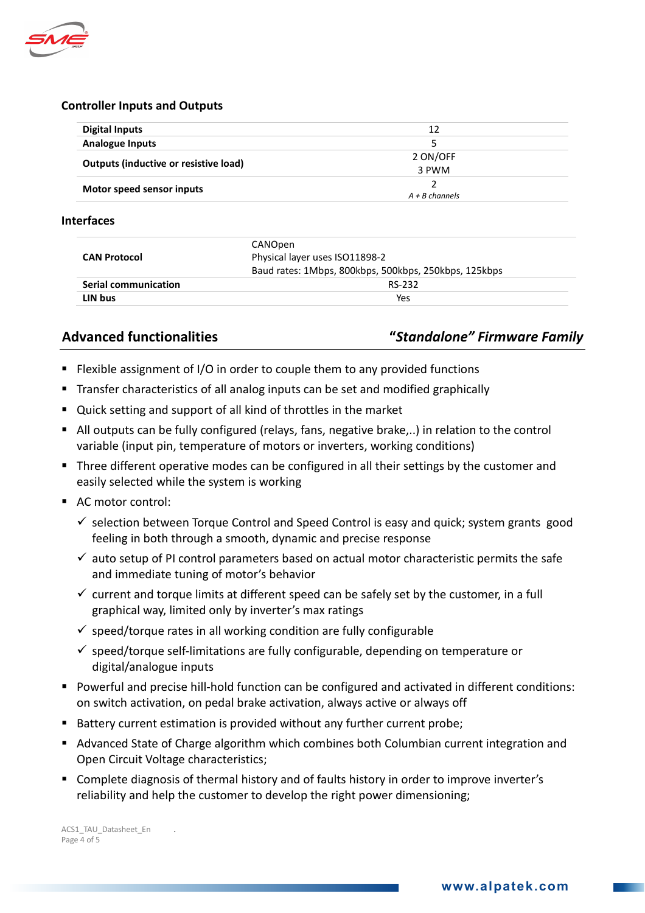## Controller Inputs and Outputs

| | |
|---|---|
| **Digital Inputs** | 12 |
| **Analogue Inputs** | 5 |
| **Outputs (inductive or resistive load)** | 2 ON/OFF<br>3 PWM |
| **Motor speed sensor inputs** | 2<br>*A + B channels* |

## Interfaces

| | |
|---|---|
| **CAN Protocol** | CANOpen<br>Physical layer uses ISO11898-2<br>Baud rates: 1Mbps, 800kbps, 500kbps, 250kbps, 125kbps |
| **Serial communication** | RS-232 |
| **LIN bus** | Yes |

## Advanced functionalities — *"Standalone" Firmware Family*

- Flexible assignment of I/O in order to couple them to any provided functions
- Transfer characteristics of all analog inputs can be set and modified graphically
- Quick setting and support of all kind of throttles in the market
- All outputs can be fully configured (relays, fans, negative brake,..) in relation to the control variable (input pin, temperature of motors or inverters, working conditions)
- Three different operative modes can be configured in all their settings by the customer and easily selected while the system is working
- AC motor control:
  - ✓ selection between Torque Control and Speed Control is easy and quick; system grants good feeling in both through a smooth, dynamic and precise response
  - ✓ auto setup of PI control parameters based on actual motor characteristic permits the safe and immediate tuning of motor's behavior
  - ✓ current and torque limits at different speed can be safely set by the customer, in a full graphical way, limited only by inverter's max ratings
  - ✓ speed/torque rates in all working condition are fully configurable
  - ✓ speed/torque self-limitations are fully configurable, depending on temperature or digital/analogue inputs
- Powerful and precise hill-hold function can be configured and activated in different conditions: on switch activation, on pedal brake activation, always active or always off
- Battery current estimation is provided without any further current probe;
- Advanced State of Charge algorithm which combines both Columbian current integration and Open Circuit Voltage characteristics;
- Complete diagnosis of thermal history and of faults history in order to improve inverter's reliability and help the customer to develop the right power dimensioning;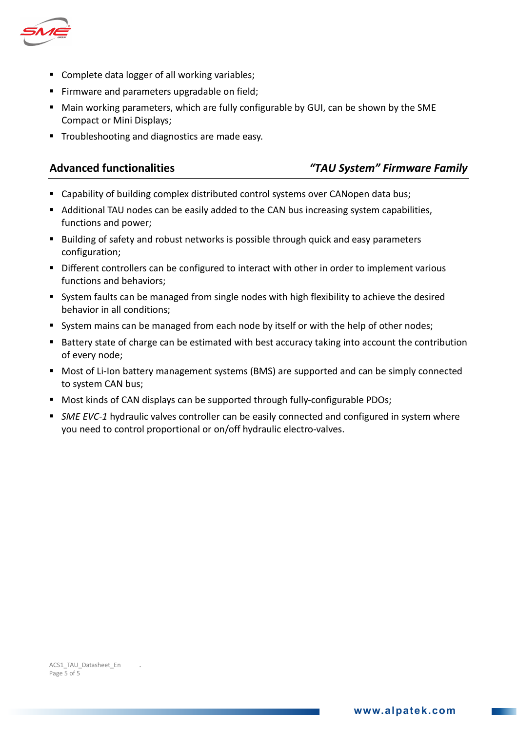- Complete data logger of all working variables;
- Firmware and parameters upgradable on field;
- Main working parameters, which are fully configurable by GUI, can be shown by the SME Compact or Mini Displays;
- Troubleshooting and diagnostics are made easy.

## Advanced functionalities — *“TAU System” Firmware Family*

- Capability of building complex distributed control systems over CANopen data bus;
- Additional TAU nodes can be easily added to the CAN bus increasing system capabilities, functions and power;
- Building of safety and robust networks is possible through quick and easy parameters configuration;
- Different controllers can be configured to interact with other in order to implement various functions and behaviors;
- System faults can be managed from single nodes with high flexibility to achieve the desired behavior in all conditions;
- System mains can be managed from each node by itself or with the help of other nodes;
- Battery state of charge can be estimated with best accuracy taking into account the contribution of every node;
- Most of Li-Ion battery management systems (BMS) are supported and can be simply connected to system CAN bus;
- Most kinds of CAN displays can be supported through fully-configurable PDOs;
- *SME EVC-1* hydraulic valves controller can be easily connected and configured in system where you need to control proportional or on/off hydraulic electro-valves.